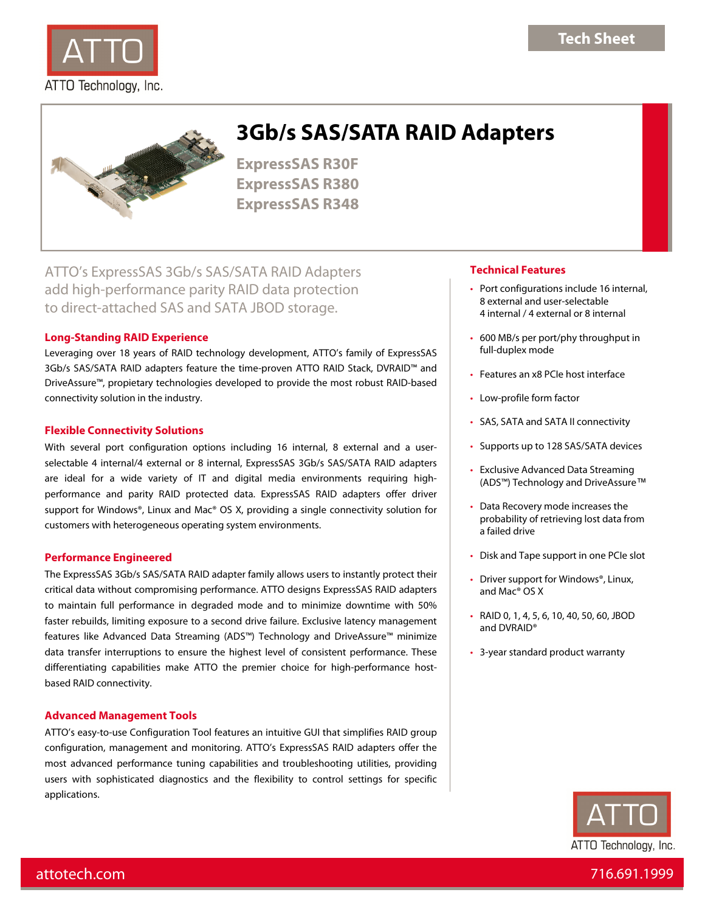ATTO Technology, Inc.

Tech Sheet

# 3Gb/s SAS/SATA RAID Adapters

## ExpressSAS R30F
## ExpressSAS R380
## ExpressSAS R348

ATTO's ExpressSAS 3Gb/s SAS/SATA RAID Adapters add high-performance parity RAID data protection to direct-attached SAS and SATA JBOD storage.

### Long-Standing RAID Experience

Leveraging over 18 years of RAID technology development, ATTO's family of ExpressSAS 3Gb/s SAS/SATA RAID adapters feature the time-proven ATTO RAID Stack, DVRAID™ and DriveAssure™, propietary technologies developed to provide the most robust RAID-based connectivity solution in the industry.

### Flexible Connectivity Solutions

With several port configuration options including 16 internal, 8 external and a user-selectable 4 internal/4 external or 8 internal, ExpressSAS 3Gb/s SAS/SATA RAID adapters are ideal for a wide variety of IT and digital media environments requiring high-performance and parity RAID protected data. ExpressSAS RAID adapters offer driver support for Windows®, Linux and Mac® OS X, providing a single connectivity solution for customers with heterogeneous operating system environments.

### Performance Engineered

The ExpressSAS 3Gb/s SAS/SATA RAID adapter family allows users to instantly protect their critical data without compromising performance. ATTO designs ExpressSAS RAID adapters to maintain full performance in degraded mode and to minimize downtime with 50% faster rebuilds, limiting exposure to a second drive failure. Exclusive latency management features like Advanced Data Streaming (ADS™) Technology and DriveAssure™ minimize data transfer interruptions to ensure the highest level of consistent performance. These differentiating capabilities make ATTO the premier choice for high-performance host-based RAID connectivity.

### Advanced Management Tools

ATTO's easy-to-use Configuration Tool features an intuitive GUI that simplifies RAID group configuration, management and monitoring. ATTO's ExpressSAS RAID adapters offer the most advanced performance tuning capabilities and troubleshooting utilities, providing users with sophisticated diagnostics and the flexibility to control settings for specific applications.

### Technical Features

- Port configurations include 16 internal, 8 external and user-selectable 4 internal / 4 external or 8 internal
- 600 MB/s per port/phy throughput in full-duplex mode
- Features an x8 PCIe host interface
- Low-profile form factor
- SAS, SATA and SATA II connectivity
- Supports up to 128 SAS/SATA devices
- Exclusive Advanced Data Streaming (ADS™) Technology and DriveAssure™
- Data Recovery mode increases the probability of retrieving lost data from a failed drive
- Disk and Tape support in one PCIe slot
- Driver support for Windows®, Linux, and Mac® OS X
- RAID 0, 1, 4, 5, 6, 10, 40, 50, 60, JBOD and DVRAID®
- 3-year standard product warranty

ATTO Technology, Inc.

attotech.com 716.691.1999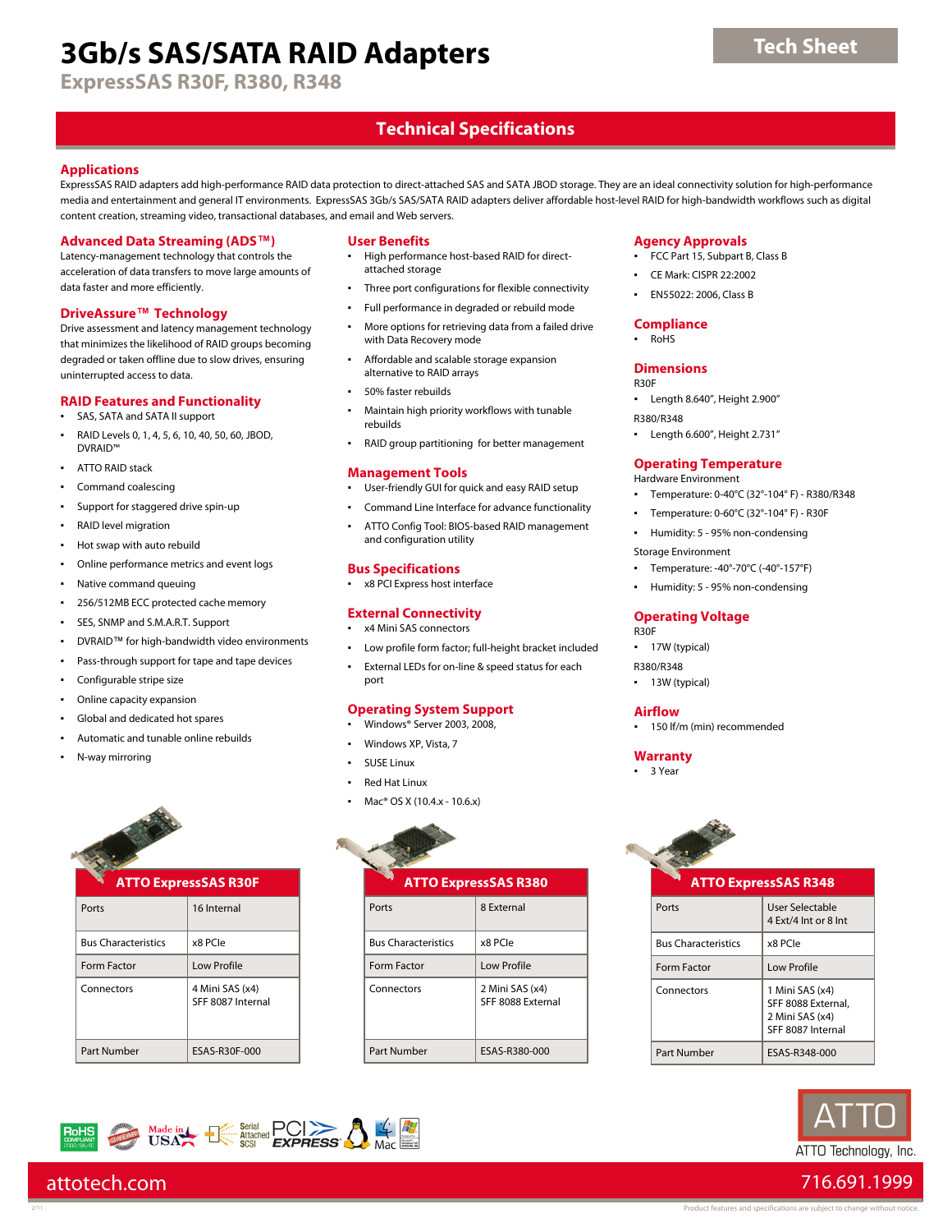# 3Gb/s SAS/SATA RAID Adapters

## ExpressSAS R30F, R380, R348

Tech Sheet

## Technical Specifications

### Applications

ExpressSAS RAID adapters add high-performance RAID data protection to direct-attached SAS and SATA JBOD storage. They are an ideal connectivity solution for high-performance media and entertainment and general IT environments. ExpressSAS 3Gb/s SAS/SATA RAID adapters deliver affordable host-level RAID for high-bandwidth workflows such as digital content creation, streaming video, transactional databases, and email and Web servers.

### Advanced Data Streaming (ADS™)

Latency-management technology that controls the acceleration of data transfers to move large amounts of data faster and more efficiently.

### DriveAssure™ Technology

Drive assessment and latency management technology that minimizes the likelihood of RAID groups becoming degraded or taken offline due to slow drives, ensuring uninterrupted access to data.

### RAID Features and Functionality

- SAS, SATA and SATA II support
- RAID Levels 0, 1, 4, 5, 6, 10, 40, 50, 60, JBOD, DVRAID™
- ATTO RAID stack
- Command coalescing
- Support for staggered drive spin-up
- RAID level migration
- Hot swap with auto rebuild
- Online performance metrics and event logs
- Native command queuing
- 256/512MB ECC protected cache memory
- SES, SNMP and S.M.A.R.T. Support
- DVRAID™ for high-bandwidth video environments
- Pass-through support for tape and tape devices
- Configurable stripe size
- Online capacity expansion
- Global and dedicated hot spares
- Automatic and tunable online rebuilds
- N-way mirroring

### User Benefits

- High performance host-based RAID for direct-attached storage
- Three port configurations for flexible connectivity
- Full performance in degraded or rebuild mode
- More options for retrieving data from a failed drive with Data Recovery mode
- Affordable and scalable storage expansion alternative to RAID arrays
- 50% faster rebuilds
- Maintain high priority workflows with tunable rebuilds
- RAID group partitioning for better management

### Management Tools

- User-friendly GUI for quick and easy RAID setup
- Command Line Interface for advance functionality
- ATTO Config Tool: BIOS-based RAID management and configuration utility

### Bus Specifications

- x8 PCI Express host interface

### External Connectivity

- x4 Mini SAS connectors
- Low profile form factor; full-height bracket included
- External LEDs for on-line & speed status for each port

### Operating System Support

- Windows® Server 2003, 2008,
- Windows XP, Vista, 7
- SUSE Linux
- Red Hat Linux
- Mac® OS X (10.4.x - 10.6.x)

### Agency Approvals

- FCC Part 15, Subpart B, Class B
- CE Mark: CISPR 22:2002
- EN55022: 2006, Class B

### Compliance

- RoHS

### Dimensions

R30F

- Length 8.640", Height 2.900"

R380/R348

- Length 6.600", Height 2.731"

### Operating Temperature

Hardware Environment

- Temperature: 0-40°C (32°-104° F) - R380/R348
- Temperature: 0-60°C (32°-104° F) - R30F
- Humidity: 5 - 95% non-condensing

Storage Environment

- Temperature: -40°-70°C (-40°-157°F)
- Humidity: 5 - 95% non-condensing

### Operating Voltage

R30F

- 17W (typical)

R380/R348

- 13W (typical)

### Airflow

- 150 lf/m (min) recommended

### Warranty

- 3 Year

| ATTO ExpressSAS R30F | |
|---|---|
| Ports | 16 Internal |
| Bus Characteristics | x8 PCIe |
| Form Factor | Low Profile |
| Connectors | 4 Mini SAS (x4) SFF 8087 Internal |
| Part Number | ESAS-R30F-000 |

| ATTO ExpressSAS R380 | |
|---|---|
| Ports | 8 External |
| Bus Characteristics | x8 PCIe |
| Form Factor | Low Profile |
| Connectors | 2 Mini SAS (x4) SFF 8088 External |
| Part Number | ESAS-R380-000 |

| ATTO ExpressSAS R348 | |
|---|---|
| Ports | User Selectable 4 Ext/4 Int or 8 Int |
| Bus Characteristics | x8 PCIe |
| Form Factor | Low Profile |
| Connectors | 1 Mini SAS (x4) SFF 8088 External, 2 Mini SAS (x4) SFF 8087 Internal |
| Part Number | ESAS-R348-000 |

ATTO Technology, Inc.

attotech.com

716.691.1999

2/11

Product features and specifications are subject to change without notice.